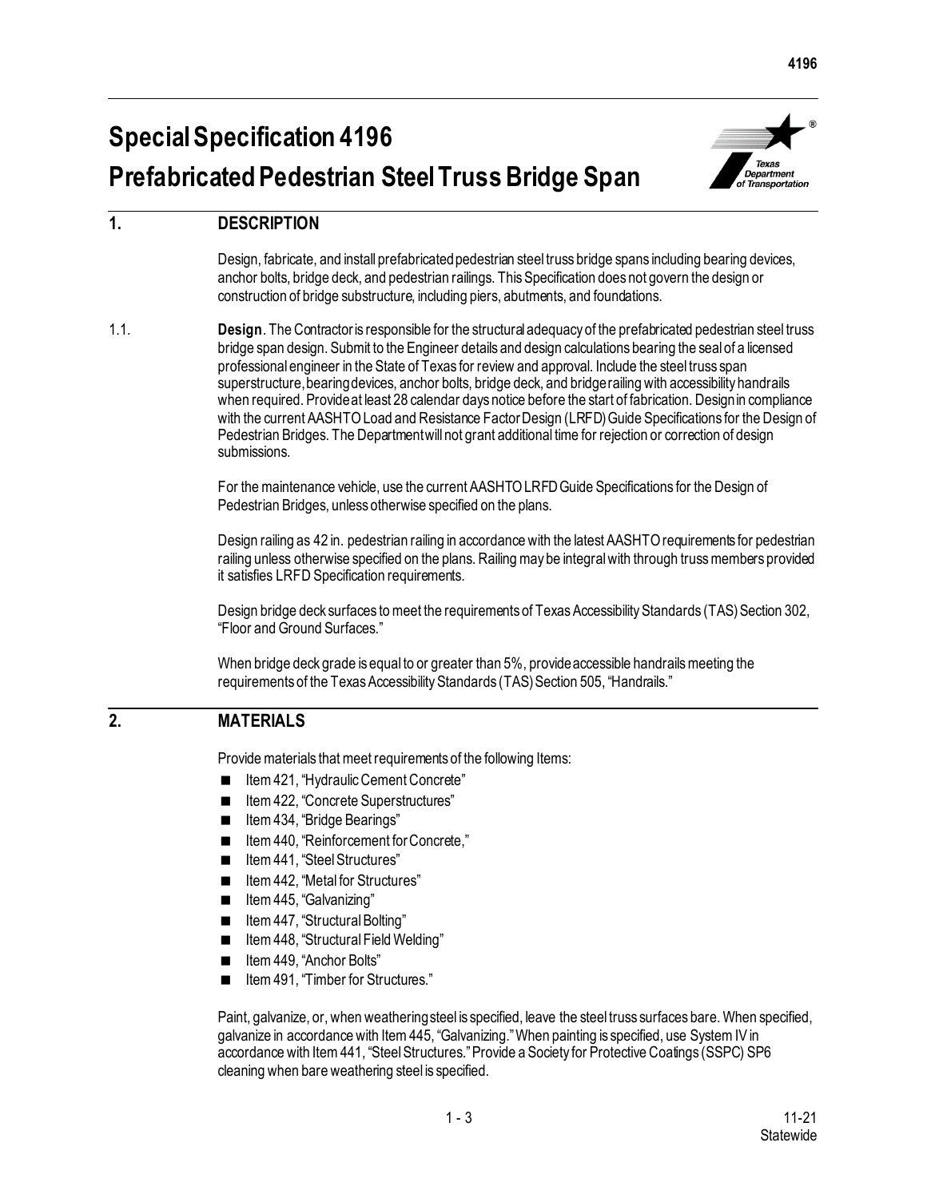# Special Specification 4196
# Prefabricated Pedestrian Steel Truss Bridge Span

## 1. DESCRIPTION

Design, fabricate, and install prefabricated pedestrian steel truss bridge spans including bearing devices, anchor bolts, bridge deck, and pedestrian railings. This Specification does not govern the design or construction of bridge substructure, including piers, abutments, and foundations.

1.1. **Design**. The Contractor is responsible for the structural adequacy of the prefabricated pedestrian steel truss bridge span design. Submit to the Engineer details and design calculations bearing the seal of a licensed professional engineer in the State of Texas for review and approval. Include the steel truss span superstructure, bearing devices, anchor bolts, bridge deck, and bridge railing with accessibility handrails when required. Provide at least 28 calendar days notice before the start of fabrication. Design in compliance with the current AASHTO Load and Resistance Factor Design (LRFD) Guide Specifications for the Design of Pedestrian Bridges. The Department will not grant additional time for rejection or correction of design submissions.

For the maintenance vehicle, use the current AASHTO LRFD Guide Specifications for the Design of Pedestrian Bridges, unless otherwise specified on the plans.

Design railing as 42 in. pedestrian railing in accordance with the latest AASHTO requirements for pedestrian railing unless otherwise specified on the plans. Railing may be integral with through truss members provided it satisfies LRFD Specification requirements.

Design bridge deck surfaces to meet the requirements of Texas Accessibility Standards (TAS) Section 302, "Floor and Ground Surfaces."

When bridge deck grade is equal to or greater than 5%, provide accessible handrails meeting the requirements of the Texas Accessibility Standards (TAS) Section 505, "Handrails."

## 2. MATERIALS

Provide materials that meet requirements of the following Items:

- Item 421, "Hydraulic Cement Concrete"
- Item 422, "Concrete Superstructures"
- Item 434, "Bridge Bearings"
- Item 440, "Reinforcement for Concrete,"
- Item 441, "Steel Structures"
- Item 442, "Metal for Structures"
- Item 445, "Galvanizing"
- Item 447, "Structural Bolting"
- Item 448, "Structural Field Welding"
- Item 449, "Anchor Bolts"
- Item 491, "Timber for Structures."

Paint, galvanize, or, when weathering steel is specified, leave the steel truss surfaces bare. When specified, galvanize in accordance with Item 445, "Galvanizing." When painting is specified, use System IV in accordance with Item 441, "Steel Structures." Provide a Society for Protective Coatings (SSPC) SP6 cleaning when bare weathering steel is specified.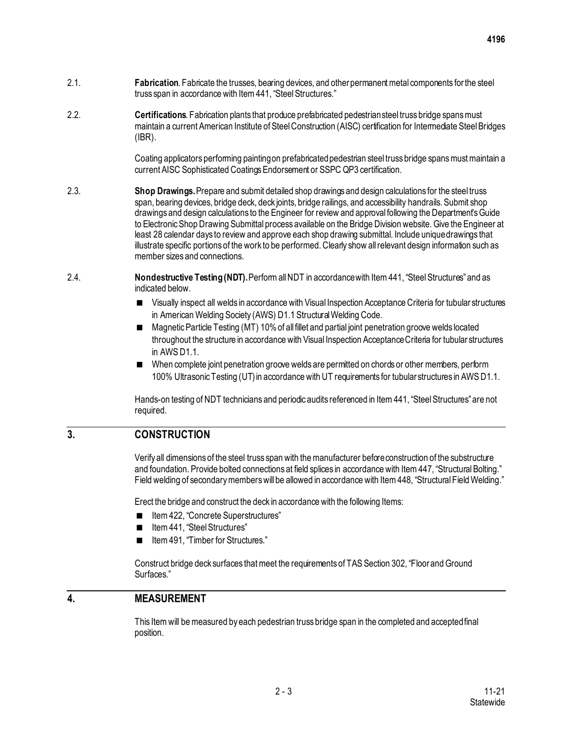2.1. **Fabrication**. Fabricate the trusses, bearing devices, and other permanent metal components for the steel truss span in accordance with Item 441, "Steel Structures."

2.2. **Certifications**. Fabrication plants that produce prefabricated pedestrian steel truss bridge spans must maintain a current American Institute of Steel Construction (AISC) certification for Intermediate Steel Bridges (IBR).

Coating applicators performing painting on prefabricated pedestrian steel truss bridge spans must maintain a current AISC Sophisticated Coatings Endorsement or SSPC QP3 certification.

2.3. **Shop Drawings.** Prepare and submit detailed shop drawings and design calculations for the steel truss span, bearing devices, bridge deck, deck joints, bridge railings, and accessibility handrails. Submit shop drawings and design calculations to the Engineer for review and approval following the Department's Guide to Electronic Shop Drawing Submittal process available on the Bridge Division website. Give the Engineer at least 28 calendar days to review and approve each shop drawing submittal. Include unique drawings that illustrate specific portions of the work to be performed. Clearly show all relevant design information such as member sizes and connections.

2.4. **Nondestructive Testing (NDT).** Perform all NDT in accordance with Item 441, "Steel Structures" and as indicated below.

- Visually inspect all welds in accordance with Visual Inspection Acceptance Criteria for tubular structures in American Welding Society (AWS) D1.1 Structural Welding Code.
- Magnetic Particle Testing (MT) 10% of all fillet and partial joint penetration groove welds located throughout the structure in accordance with Visual Inspection Acceptance Criteria for tubular structures in AWS D1.1.
- When complete joint penetration groove welds are permitted on chords or other members, perform 100% Ultrasonic Testing (UT) in accordance with UT requirements for tubular structures in AWS D1.1.

Hands-on testing of NDT technicians and periodic audits referenced in Item 441, "Steel Structures" are not required.

## 3. CONSTRUCTION

Verify all dimensions of the steel truss span with the manufacturer before construction of the substructure and foundation. Provide bolted connections at field splices in accordance with Item 447, "Structural Bolting." Field welding of secondary members will be allowed in accordance with Item 448, "Structural Field Welding."

Erect the bridge and construct the deck in accordance with the following Items:

- Item 422, "Concrete Superstructures"
- Item 441, "Steel Structures"
- Item 491, "Timber for Structures."

Construct bridge deck surfaces that meet the requirements of TAS Section 302, "Floor and Ground Surfaces."

## 4. MEASUREMENT

This Item will be measured by each pedestrian truss bridge span in the completed and accepted final position.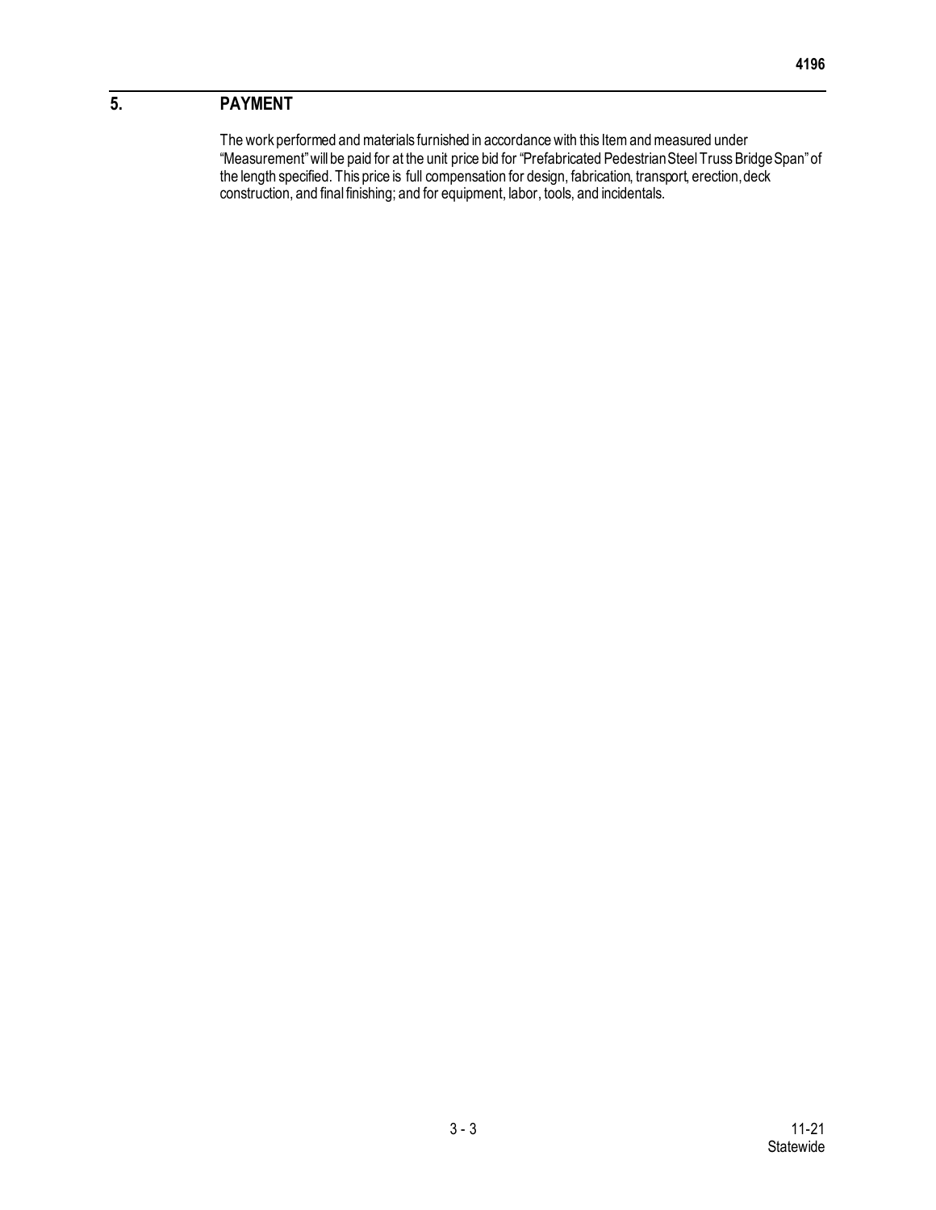## 5. PAYMENT

The work performed and materials furnished in accordance with this Item and measured under "Measurement" will be paid for at the unit price bid for "Prefabricated Pedestrian Steel Truss Bridge Span" of the length specified. This price is full compensation for design, fabrication, transport, erection, deck construction, and final finishing; and for equipment, labor, tools, and incidentals.